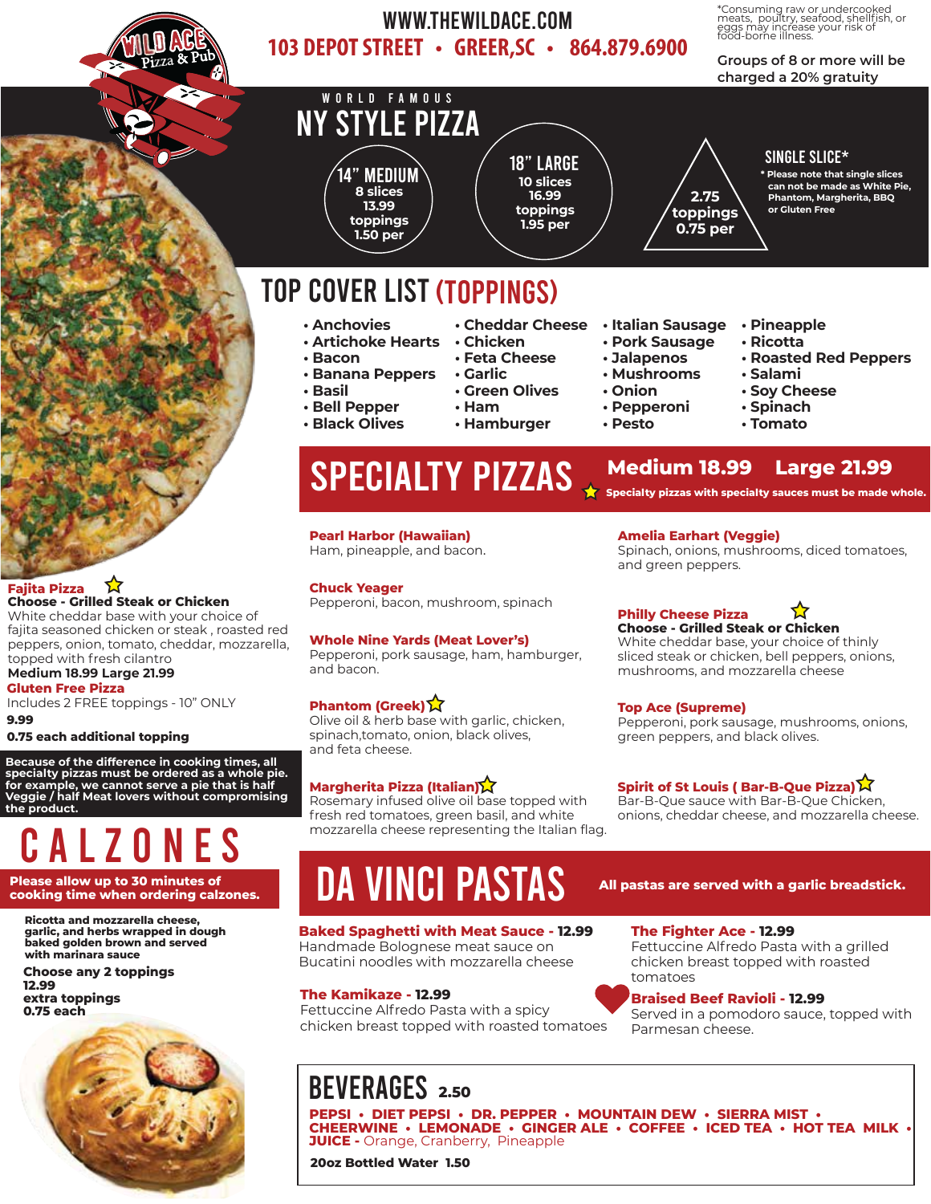# Wild Ace Pizza & Pub

**WWW.THEWILDACE.COM**

**103 DEPOT STREET • GREER,SC • 864.879.6900**

*Consuming raw or undercooked meats, poultry, seafood, shellfish, or eggs may increase your risk of food-borne illness.

Groups of 8 or more will be charged a 20% gratuity

## WORLD FAMOUS NY STYLE PIZZA

**14" MEDIUM**
8 slices
13.99
toppings
1.50 per

**18" LARGE**
10 slices
16.99
toppings
1.95 per

**SINGLE SLICE***
2.75
toppings
0.75 per

* Please note that single slices can not be made as White Pie, Phantom, Margherita, BBQ or Gluten Free

## TOP COVER LIST (TOPPINGS)

- Anchovies
- Artichoke Hearts
- Bacon
- Banana Peppers
- Basil
- Bell Pepper
- Black Olives
- Cheddar Cheese
- Chicken
- Feta Cheese
- Garlic
- Green Olives
- Ham
- Hamburger
- Italian Sausage
- Pork Sausage
- Jalapenos
- Mushrooms
- Onion
- Pepperoni
- Pesto
- Pineapple
- Ricotta
- Roasted Red Peppers
- Salami
- Soy Cheese
- Spinach
- Tomato

## SPECIALTY PIZZAS

**Medium 18.99 Large 21.99**

☆ Specialty pizzas with specialty sauces must be made whole.

**Pearl Harbor (Hawaiian)**
Ham, pineapple, and bacon.

**Chuck Yeager**
Pepperoni, bacon, mushroom, spinach

**Whole Nine Yards (Meat Lover's)**
Pepperoni, pork sausage, ham, hamburger, and bacon.

**Phantom (Greek)** ☆
Olive oil & herb base with garlic, chicken, spinach,tomato, onion, black olives, and feta cheese.

**Margherita Pizza (Italian)** ☆
Rosemary infused olive oil base topped with fresh red tomatoes, green basil, and white mozzarella cheese representing the Italian flag.

**Amelia Earhart (Veggie)**
Spinach, onions, mushrooms, diced tomatoes, and green peppers.

**Philly Cheese Pizza** ☆
**Choose - Grilled Steak or Chicken**
White cheddar base, your choice of thinly sliced steak or chicken, bell peppers, onions, mushrooms, and mozzarella cheese

**Top Ace (Supreme)**
Pepperoni, pork sausage, mushrooms, onions, green peppers, and black olives.

**Spirit of St Louis ( Bar-B-Que Pizza)** ☆
Bar-B-Que sauce with Bar-B-Que Chicken, onions, cheddar cheese, and mozzarella cheese.

**Fajita Pizza** ☆
**Choose - Grilled Steak or Chicken**
White cheddar base with your choice of fajita seasoned chicken or steak , roasted red peppers, onion, tomato, cheddar, mozzarella, topped with fresh cilantro
**Medium 18.99 Large 21.99**

**Gluten Free Pizza**
Includes 2 FREE toppings - 10" ONLY
**9.99**
**0.75 each additional topping**

**Because of the difference in cooking times, all specialty pizzas must be ordered as a whole pie. for example, we cannot serve a pie that is half Veggie / half Meat lovers without compromising the product.**

## CALZONES

**Please allow up to 30 minutes of cooking time when ordering calzones.**

**Ricotta and mozzarella cheese, garlic, and herbs wrapped in dough baked golden brown and served with marinara sauce**

**Choose any 2 toppings**
**12.99**
**extra toppings**
**0.75 each**

## DA VINCI PASTAS

**All pastas are served with a garlic breadstick.**

**Baked Spaghetti with Meat Sauce - 12.99**
Handmade Bolognese meat sauce on Bucatini noodles with mozzarella cheese

**The Kamikaze - 12.99**
Fettuccine Alfredo Pasta with a spicy chicken breast topped with roasted tomatoes

**The Fighter Ace - 12.99**
Fettuccine Alfredo Pasta with a grilled chicken breast topped with roasted tomatoes

**Braised Beef Ravioli - 12.99**
Served in a pomodoro sauce, topped with Parmesan cheese.

## BEVERAGES 2.50

**PEPSI • DIET PEPSI • DR. PEPPER • MOUNTAIN DEW • SIERRA MIST • CHEERWINE • LEMONADE • GINGER ALE • COFFEE • ICED TEA • HOT TEA MILK • JUICE -** Orange, Cranberry, Pineapple

**20oz Bottled Water 1.50**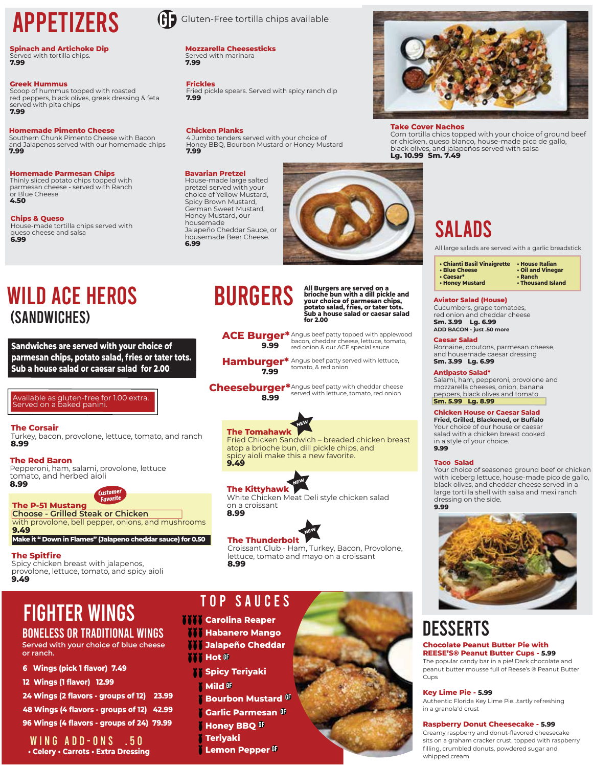# APPETIZERS

GF Gluten-Free tortilla chips available

**Spinach and Artichoke Dip**
Served with tortilla chips.
**7.99**

**Greek Hummus**
Scoop of hummus topped with roasted red peppers, black olives, greek dressing & feta served with pita chips
**7.99**

**Homemade Pimento Cheese**
Southern Chunk Pimento Cheese with Bacon and Jalapenos served with our homemade chips
**7.99**

**Homemade Parmesan Chips**
Thinly sliced potato chips topped with parmesan cheese - served with Ranch or Blue Cheese
**4.50**

**Chips & Queso**
House-made tortilla chips served with queso cheese and salsa
**6.99**

**Mozzarella Cheesesticks**
Served with marinara
**7.99**

**Frickles**
Fried pickle spears. Served with spicy ranch dip
**7.99**

**Chicken Planks**
4 Jumbo tenders served with your choice of Honey BBQ, Bourbon Mustard or Honey Mustard
**7.99**

**Bavarian Pretzel**
House-made large salted pretzel served with your choice of Yellow Mustard, Spicy Brown Mustard, German Sweet Mustard, Honey Mustard, our housemade Jalapeño Cheddar Sauce, or housemade Beer Cheese.
**6.99**

**Take Cover Nachos**
Corn tortilla chips topped with your choice of ground beef or chicken, queso blanco, house-made pico de gallo, black olives, and jalapeños served with salsa
**Lg. 10.99 Sm. 7.49**

# SALADS

All large salads are served with a garlic breadstick.

- Chianti Basil Vinaigrette
- Blue Cheese
- Caesar*
- Honey Mustard
- House Italian
- Oil and Vinegar
- Ranch
- Thousand Island

**Aviator Salad (House)**
Cucumbers, grape tomatoes, red onion and cheddar cheese
**Sm. 3.99 Lg. 6.99**
**ADD BACON - just .50 more**

**Caesar Salad**
Romaine, croutons, parmesan cheese, and housemade caesar dressing
**Sm. 3.99 Lg. 6.99**

**Antipasto Salad***
Salami, ham, pepperoni, provolone and mozzarella cheeses, onion, banana peppers, black olives and tomato
**Sm. 5.99 Lg. 8.99**

**Chicken House or Caesar Salad**
**Fried, Grilled, Blackened, or Buffalo**
Your choice of our house or caesar salad with a chicken breast cooked in a style of your choice.
**9.99**

**Taco Salad**
Your choice of seasoned ground beef or chicken with iceberg lettuce, house-made pico de gallo, black olives, and cheddar cheese served in a large tortilla shell with salsa and mexi ranch dressing on the side.
**9.99**

# WILD ACE HEROS
## (SANDWICHES)

**Sandwiches are served with your choice of parmesan chips, potato salad, fries or tater tots. Sub a house salad or caesar salad for 2.00**

Available as gluten-free for 1.00 extra. Served on a baked panini.

**The Corsair**
Turkey, bacon, provolone, lettuce, tomato, and ranch
**8.99**

**The Red Baron**
Pepperoni, ham, salami, provolone, lettuce tomato, and herbed aioli
**8.99**

**The P-51 Mustang** *(Customer Favorite)*
Choose - Grilled Steak or Chicken
with provolone, bell pepper, onions, and mushrooms
**9.49**
**Make it "Down in Flames" (Jalapeno cheddar sauce) for 0.50**

**The Spitfire**
Spicy chicken breast with jalapenos, provolone, lettuce, tomato, and spicy aioli
**9.49**

# BURGERS

**All Burgers are served on a brioche bun with a dill pickle and your choice of parmesan chips, potato salad, fries, or tater tots. Sub a house salad or caesar salad for 2.00**

**ACE Burger*** **9.99**
Angus beef patty topped with applewood bacon, cheddar cheese, lettuce, tomato, red onion & our ACE special sauce

**Hamburger*** **7.99**
Angus beef patty served with lettuce, tomato, & red onion

**Cheeseburger*** **8.99**
Angus beef patty with cheddar cheese served with lettuce, tomato, red onion

**The Tomahawk** *(NEW)*
Fried Chicken Sandwich – breaded chicken breast atop a brioche bun, dill pickle chips, and spicy aioli make this a new favorite.
**9.49**

**The Kittyhawk** *(NEW)*
White Chicken Meat Deli style chicken salad on a croissant
**8.99**

**The Thunderbolt** *(NEW)*
Croissant Club - Ham, Turkey, Bacon, Provolone, lettuce, tomato and mayo on a croissant
**8.99**

# FIGHTER WINGS

## BONELESS OR TRADITIONAL WINGS

Served with your choice of blue cheese or ranch.

- **6 Wings (pick 1 flavor) 7.49**
- **12 Wings (1 flavor) 12.99**
- **24 Wings (2 flavors - groups of 12) 23.99**
- **48 Wings (4 flavors - groups of 12) 42.99**
- **96 Wings (4 flavors - groups of 24) 79.99**

**WING ADD-ONS .50**
• Celery • Carrots • Extra Dressing

## TOP SAUCES

- Carolina Reaper
- Habanero Mango
- Jalapeño Cheddar
- Hot GF
- Spicy Teriyaki
- Mild GF
- Bourbon Mustard GF
- Garlic Parmesan GF
- Honey BBQ GF
- Teriyaki
- Lemon Pepper GF

# DESSERTS

**Chocolate Peanut Butter Pie with REESE'S® Peanut Butter Cups - 5.99**
The popular candy bar in a pie! Dark chocolate and peanut butter mousse full of Reese's ® Peanut Butter Cups

**Key Lime Pie - 5.99**
Authentic Florida Key Lime Pie...tartly refreshing in a granola'd crust

**Raspberry Donut Cheesecake - 5.99**
Creamy raspberry and donut-flavored cheesecake sits on a graham cracker crust, topped with raspberry filling, crumbled donuts, powdered sugar and whipped cream